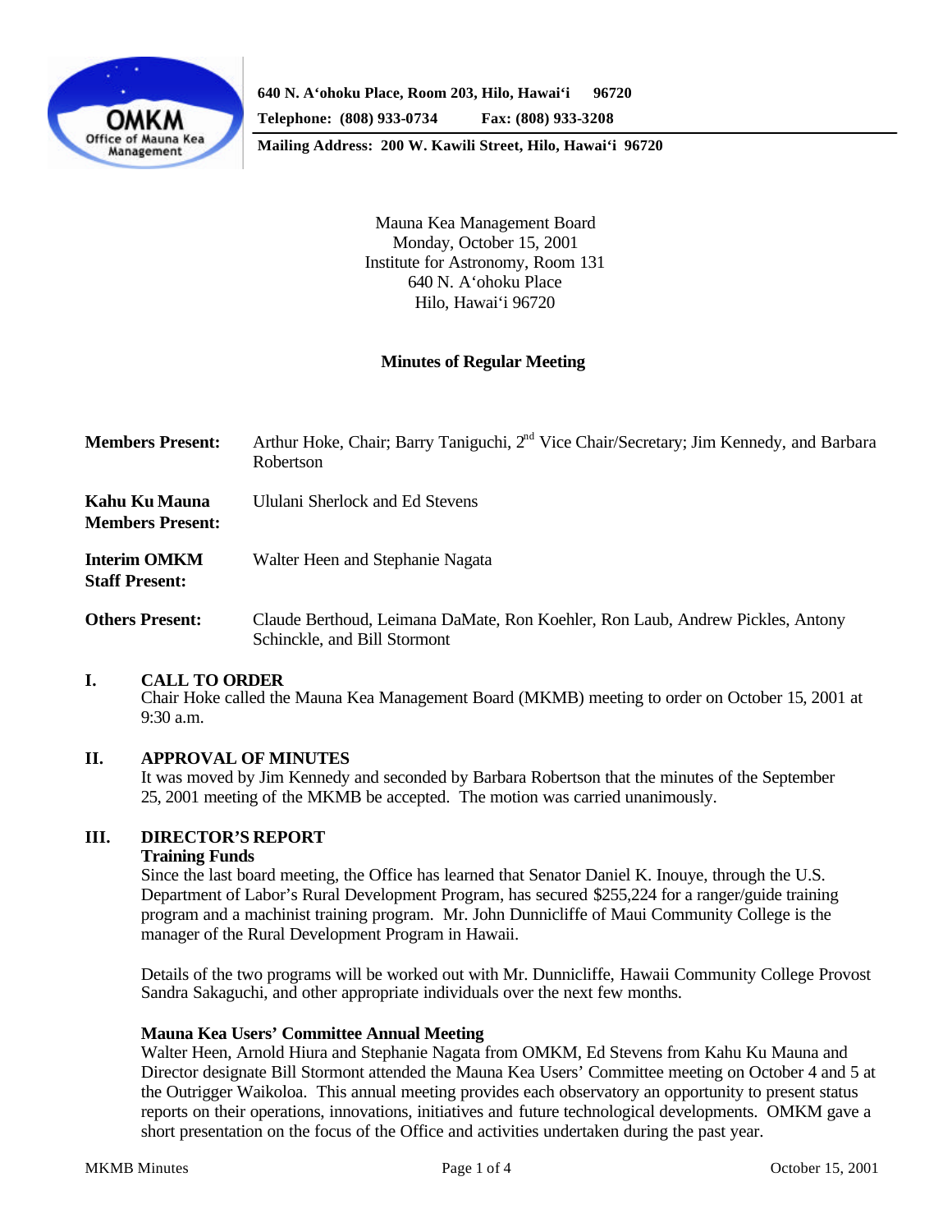640 N. A'ohoku Place, Room 203, Hilo, Hawai'i 96720
Telephone: (808) 933-0734 Fax: (808) 933-3208
Mailing Address: 200 W. Kawili Street, Hilo, Hawai'i 96720

Mauna Kea Management Board
Monday, October 15, 2001
Institute for Astronomy, Room 131
640 N. A'ohoku Place
Hilo, Hawai'i 96720

**Minutes of Regular Meeting**

**Members Present:** Arthur Hoke, Chair; Barry Taniguchi, 2nd Vice Chair/Secretary; Jim Kennedy, and Barbara Robertson

**Kahu Ku Mauna Members Present:** Ululani Sherlock and Ed Stevens

**Interim OMKM Staff Present:** Walter Heen and Stephanie Nagata

**Others Present:** Claude Berthoud, Leimana DaMate, Ron Koehler, Ron Laub, Andrew Pickles, Antony Schinckle, and Bill Stormont

## I. CALL TO ORDER

Chair Hoke called the Mauna Kea Management Board (MKMB) meeting to order on October 15, 2001 at 9:30 a.m.

## II. APPROVAL OF MINUTES

It was moved by Jim Kennedy and seconded by Barbara Robertson that the minutes of the September 25, 2001 meeting of the MKMB be accepted. The motion was carried unanimously.

## III. DIRECTOR'S REPORT

**Training Funds**

Since the last board meeting, the Office has learned that Senator Daniel K. Inouye, through the U.S. Department of Labor's Rural Development Program, has secured $255,224 for a ranger/guide training program and a machinist training program. Mr. John Dunnicliffe of Maui Community College is the manager of the Rural Development Program in Hawaii.

Details of the two programs will be worked out with Mr. Dunnicliffe, Hawaii Community College Provost Sandra Sakaguchi, and other appropriate individuals over the next few months.

**Mauna Kea Users' Committee Annual Meeting**

Walter Heen, Arnold Hiura and Stephanie Nagata from OMKM, Ed Stevens from Kahu Ku Mauna and Director designate Bill Stormont attended the Mauna Kea Users' Committee meeting on October 4 and 5 at the Outrigger Waikoloa. This annual meeting provides each observatory an opportunity to present status reports on their operations, innovations, initiatives and future technological developments. OMKM gave a short presentation on the focus of the Office and activities undertaken during the past year.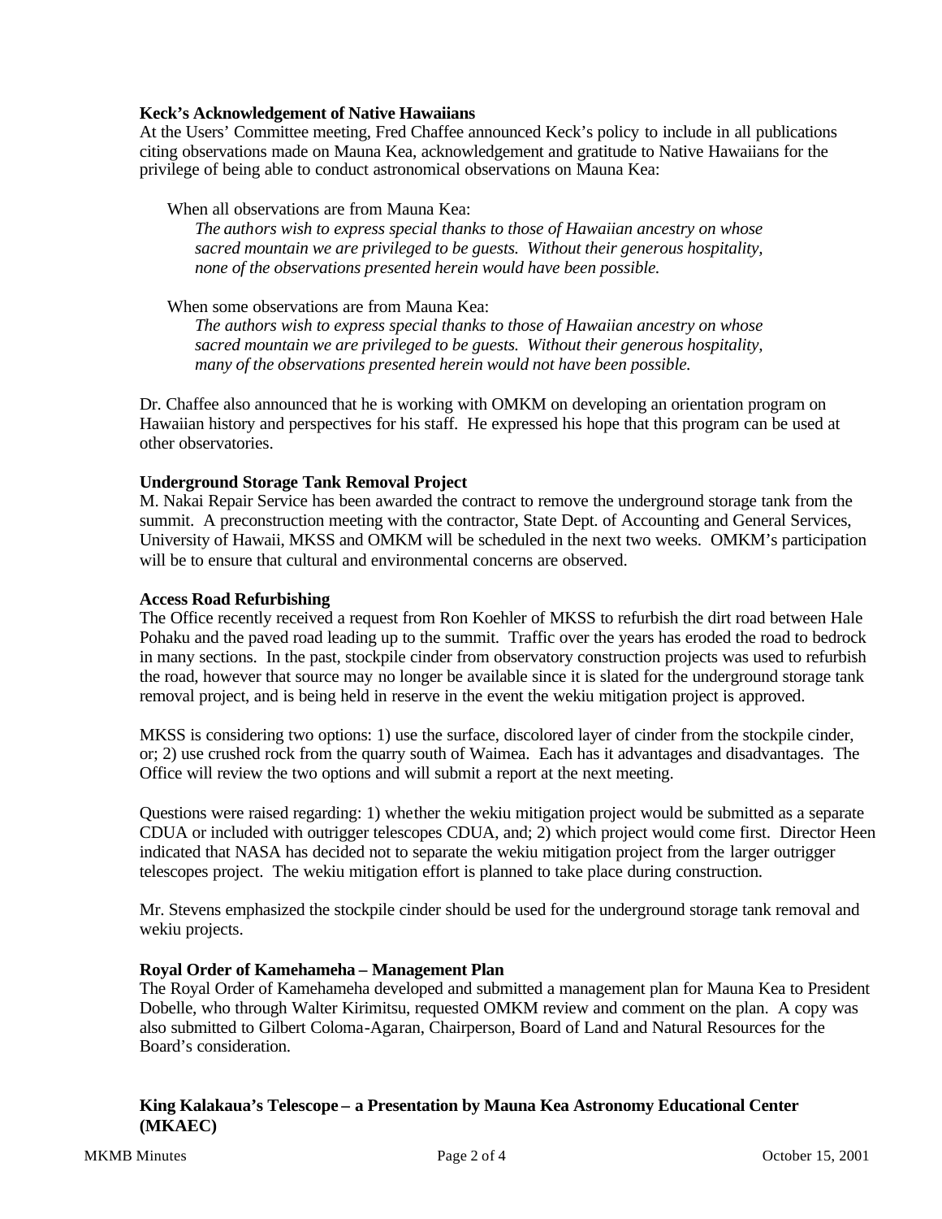**Keck's Acknowledgement of Native Hawaiians**

At the Users' Committee meeting, Fred Chaffee announced Keck's policy to include in all publications citing observations made on Mauna Kea, acknowledgement and gratitude to Native Hawaiians for the privilege of being able to conduct astronomical observations on Mauna Kea:

When all observations are from Mauna Kea:

*The authors wish to express special thanks to those of Hawaiian ancestry on whose sacred mountain we are privileged to be guests. Without their generous hospitality, none of the observations presented herein would have been possible.*

When some observations are from Mauna Kea:

*The authors wish to express special thanks to those of Hawaiian ancestry on whose sacred mountain we are privileged to be guests. Without their generous hospitality, many of the observations presented herein would not have been possible.*

Dr. Chaffee also announced that he is working with OMKM on developing an orientation program on Hawaiian history and perspectives for his staff. He expressed his hope that this program can be used at other observatories.

**Underground Storage Tank Removal Project**

M. Nakai Repair Service has been awarded the contract to remove the underground storage tank from the summit. A preconstruction meeting with the contractor, State Dept. of Accounting and General Services, University of Hawaii, MKSS and OMKM will be scheduled in the next two weeks. OMKM's participation will be to ensure that cultural and environmental concerns are observed.

**Access Road Refurbishing**

The Office recently received a request from Ron Koehler of MKSS to refurbish the dirt road between Hale Pohaku and the paved road leading up to the summit. Traffic over the years has eroded the road to bedrock in many sections. In the past, stockpile cinder from observatory construction projects was used to refurbish the road, however that source may no longer be available since it is slated for the underground storage tank removal project, and is being held in reserve in the event the wekiu mitigation project is approved.

MKSS is considering two options: 1) use the surface, discolored layer of cinder from the stockpile cinder, or; 2) use crushed rock from the quarry south of Waimea. Each has it advantages and disadvantages. The Office will review the two options and will submit a report at the next meeting.

Questions were raised regarding: 1) whether the wekiu mitigation project would be submitted as a separate CDUA or included with outrigger telescopes CDUA, and; 2) which project would come first. Director Heen indicated that NASA has decided not to separate the wekiu mitigation project from the larger outrigger telescopes project. The wekiu mitigation effort is planned to take place during construction.

Mr. Stevens emphasized the stockpile cinder should be used for the underground storage tank removal and wekiu projects.

**Royal Order of Kamehameha – Management Plan**

The Royal Order of Kamehameha developed and submitted a management plan for Mauna Kea to President Dobelle, who through Walter Kirimitsu, requested OMKM review and comment on the plan. A copy was also submitted to Gilbert Coloma-Agaran, Chairperson, Board of Land and Natural Resources for the Board's consideration.

**King Kalakaua's Telescope – a Presentation by Mauna Kea Astronomy Educational Center (MKAEC)**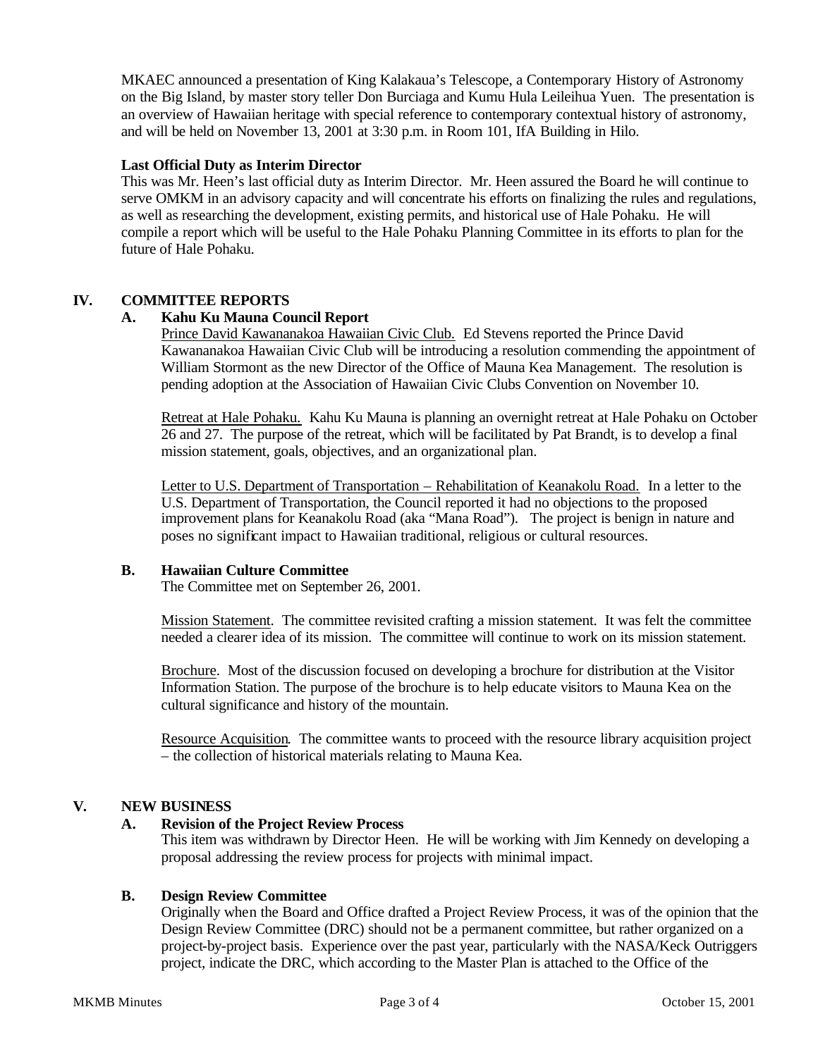MKAEC announced a presentation of King Kalakaua's Telescope, a Contemporary History of Astronomy on the Big Island, by master story teller Don Burciaga and Kumu Hula Leileihua Yuen. The presentation is an overview of Hawaiian heritage with special reference to contemporary contextual history of astronomy, and will be held on November 13, 2001 at 3:30 p.m. in Room 101, IfA Building in Hilo.

**Last Official Duty as Interim Director**

This was Mr. Heen's last official duty as Interim Director. Mr. Heen assured the Board he will continue to serve OMKM in an advisory capacity and will concentrate his efforts on finalizing the rules and regulations, as well as researching the development, existing permits, and historical use of Hale Pohaku. He will compile a report which will be useful to the Hale Pohaku Planning Committee in its efforts to plan for the future of Hale Pohaku.

## IV. COMMITTEE REPORTS

### A. Kahu Ku Mauna Council Report

<u>Prince David Kawananakoa Hawaiian Civic Club.</u> Ed Stevens reported the Prince David Kawananakoa Hawaiian Civic Club will be introducing a resolution commending the appointment of William Stormont as the new Director of the Office of Mauna Kea Management. The resolution is pending adoption at the Association of Hawaiian Civic Clubs Convention on November 10.

<u>Retreat at Hale Pohaku.</u> Kahu Ku Mauna is planning an overnight retreat at Hale Pohaku on October 26 and 27. The purpose of the retreat, which will be facilitated by Pat Brandt, is to develop a final mission statement, goals, objectives, and an organizational plan.

<u>Letter to U.S. Department of Transportation – Rehabilitation of Keanakolu Road.</u> In a letter to the U.S. Department of Transportation, the Council reported it had no objections to the proposed improvement plans for Keanakolu Road (aka "Mana Road"). The project is benign in nature and poses no significant impact to Hawaiian traditional, religious or cultural resources.

### B. Hawaiian Culture Committee

The Committee met on September 26, 2001.

<u>Mission Statement</u>. The committee revisited crafting a mission statement. It was felt the committee needed a clearer idea of its mission. The committee will continue to work on its mission statement.

<u>Brochure</u>. Most of the discussion focused on developing a brochure for distribution at the Visitor Information Station. The purpose of the brochure is to help educate visitors to Mauna Kea on the cultural significance and history of the mountain.

<u>Resource Acquisition</u>. The committee wants to proceed with the resource library acquisition project – the collection of historical materials relating to Mauna Kea.

## V. NEW BUSINESS

### A. Revision of the Project Review Process

This item was withdrawn by Director Heen. He will be working with Jim Kennedy on developing a proposal addressing the review process for projects with minimal impact.

### B. Design Review Committee

Originally when the Board and Office drafted a Project Review Process, it was of the opinion that the Design Review Committee (DRC) should not be a permanent committee, but rather organized on a project-by-project basis. Experience over the past year, particularly with the NASA/Keck Outriggers project, indicate the DRC, which according to the Master Plan is attached to the Office of the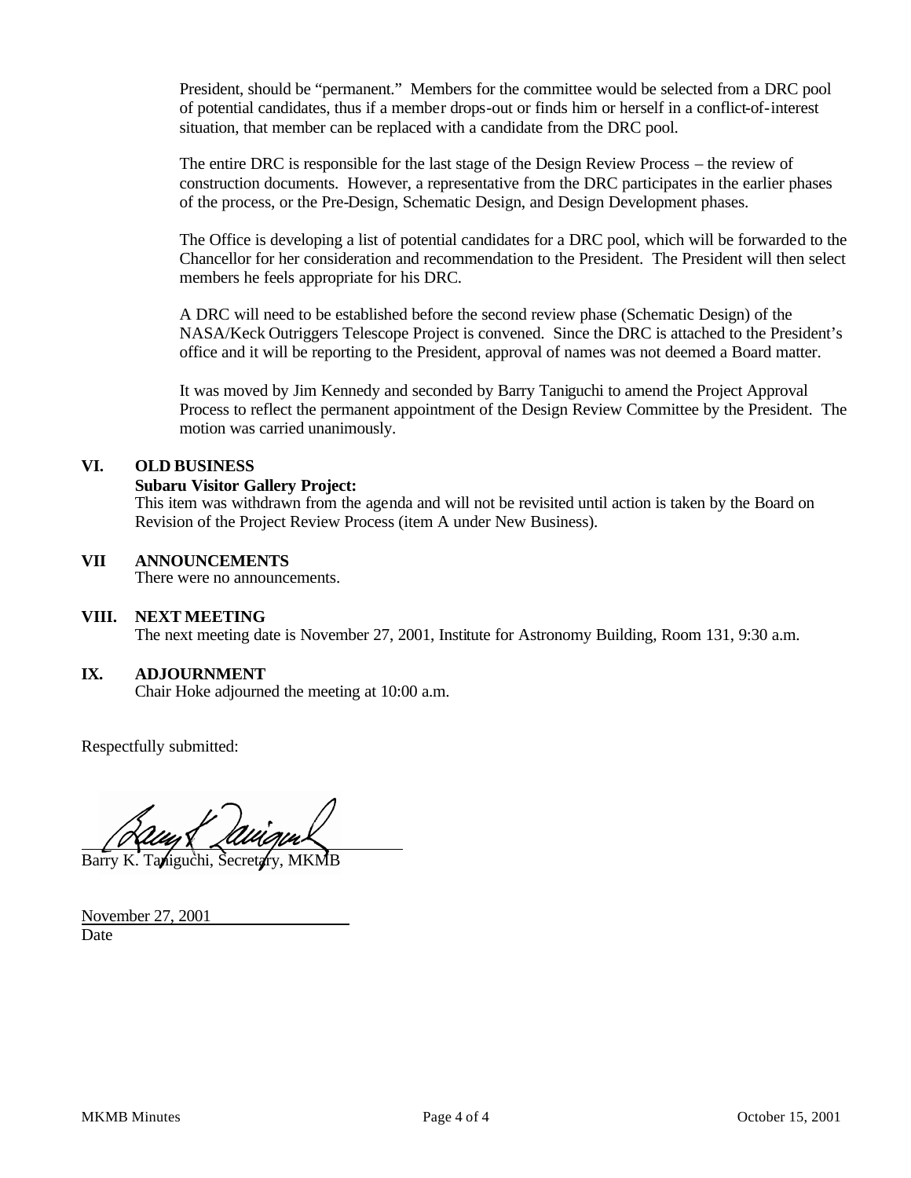President, should be "permanent." Members for the committee would be selected from a DRC pool of potential candidates, thus if a member drops-out or finds him or herself in a conflict-of-interest situation, that member can be replaced with a candidate from the DRC pool.

The entire DRC is responsible for the last stage of the Design Review Process – the review of construction documents. However, a representative from the DRC participates in the earlier phases of the process, or the Pre-Design, Schematic Design, and Design Development phases.

The Office is developing a list of potential candidates for a DRC pool, which will be forwarded to the Chancellor for her consideration and recommendation to the President. The President will then select members he feels appropriate for his DRC.

A DRC will need to be established before the second review phase (Schematic Design) of the NASA/Keck Outriggers Telescope Project is convened. Since the DRC is attached to the President's office and it will be reporting to the President, approval of names was not deemed a Board matter.

It was moved by Jim Kennedy and seconded by Barry Taniguchi to amend the Project Approval Process to reflect the permanent appointment of the Design Review Committee by the President. The motion was carried unanimously.

## VI. OLD BUSINESS

**Subaru Visitor Gallery Project:**

This item was withdrawn from the agenda and will not be revisited until action is taken by the Board on Revision of the Project Review Process (item A under New Business).

## VII ANNOUNCEMENTS

There were no announcements.

## VIII. NEXT MEETING

The next meeting date is November 27, 2001, Institute for Astronomy Building, Room 131, 9:30 a.m.

## IX. ADJOURNMENT

Chair Hoke adjourned the meeting at 10:00 a.m.

Respectfully submitted:

Barry K. Taniguchi, Secretary, MKMB

November 27, 2001

Date